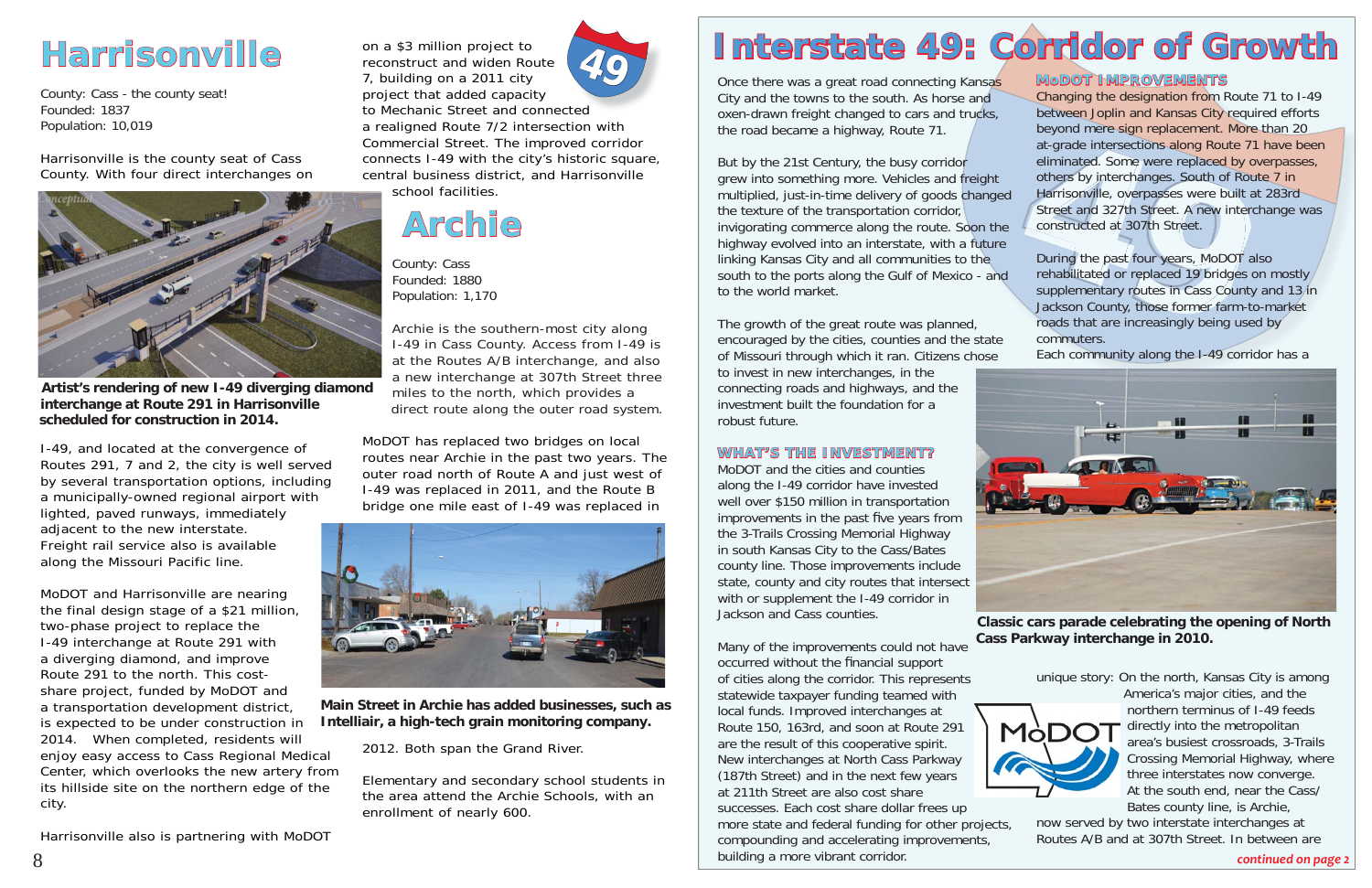# Harrisonville

County: Cass - the county seat!
Founded: 1837
Population: 10,019

Harrisonville is the county seat of Cass County. With four direct interchanges on I-49, and located at the convergence of Routes 291, 7 and 2, the city is well served by several transportation options, including a municipally-owned regional airport with lighted, paved runways, immediately adjacent to the new interstate. Freight rail service also is available along the Missouri Pacific line.

**Artist's rendering of new I-49 diverging diamond interchange at Route 291 in Harrisonville scheduled for construction in 2014.**

MoDOT and Harrisonville are nearing the final design stage of a $21 million, two-phase project to replace the I-49 interchange at Route 291 with a diverging diamond, and improve Route 291 to the north. This cost-share project, funded by MoDOT and a transportation development district, is expected to be under construction in 2014. When completed, residents will enjoy easy access to Cass Regional Medical Center, which overlooks the new artery from its hillside site on the northern edge of the city.

Harrisonville also is partnering with MoDOT on a $3 million project to reconstruct and widen Route 7, building on a 2011 city project that added capacity to Mechanic Street and connected a realigned Route 7/2 intersection with Commercial Street. The improved corridor connects I-49 with the city's historic square, central business district, and Harrisonville school facilities.

# Archie

County: Cass
Founded: 1880
Population: 1,170

Archie is the southern-most city along I-49 in Cass County. Access from I-49 is at the Routes A/B interchange, and also a new interchange at 307th Street three miles to the north, which provides a direct route along the outer road system.

MoDOT has replaced two bridges on local routes near Archie in the past two years. The outer road north of Route A and just west of I-49 was replaced in 2011, and the Route B bridge one mile east of I-49 was replaced in 2012. Both span the Grand River.

**Main Street in Archie has added businesses, such as Intelliair, a high-tech grain monitoring company.**

Elementary and secondary school students in the area attend the Archie Schools, with an enrollment of nearly 600.

# Interstate 49: Corridor of Growth

Once there was a great road connecting Kansas City and the towns to the south. As horse and oxen-drawn freight changed to cars and trucks, the road became a highway, Route 71.

But by the 21st Century, the busy corridor grew into something more. Vehicles and freight multiplied, just-in-time delivery of goods changed the texture of the transportation corridor, invigorating commerce along the route. Soon the highway evolved into an interstate, with a future linking Kansas City and all communities to the south to the ports along the Gulf of Mexico - and to the world market.

The growth of the great route was planned, encouraged by the cities, counties and the state of Missouri through which it ran. Citizens chose to invest in new interchanges, in the connecting roads and highways, and the investment built the foundation for a robust future.

## WHAT'S THE INVESTMENT?

MoDOT and the cities and counties along the I-49 corridor have invested well over $150 million in transportation improvements in the past five years from the 3-Trails Crossing Memorial Highway in south Kansas City to the Cass/Bates county line. Those improvements include state, county and city routes that intersect with or supplement the I-49 corridor in Jackson and Cass counties.

Many of the improvements could not have occurred without the financial support of cities along the corridor. This represents statewide taxpayer funding teamed with local funds. Improved interchanges at Route 150, 163rd, and soon at Route 291 are the result of this cooperative spirit. New interchanges at North Cass Parkway (187th Street) and in the next few years at 211th Street are also cost share successes. Each cost share dollar frees up more state and federal funding for other projects, compounding and accelerating improvements, building a more vibrant corridor.

## MoDOT IMPROVEMENTS

Changing the designation from Route 71 to I-49 between Joplin and Kansas City required efforts beyond mere sign replacement. More than 20 at-grade intersections along Route 71 have been eliminated. Some were replaced by overpasses, others by interchanges. South of Route 7 in Harrisonville, overpasses were built at 283rd Street and 327th Street. A new interchange was constructed at 307th Street.

During the past four years, MoDOT also rehabilitated or replaced 19 bridges on mostly supplementary routes in Cass County and 13 in Jackson County, those former farm-to-market roads that are increasingly being used by commuters.

Each community along the I-49 corridor has a unique story: On the north, Kansas City is among America's major cities, and the northern terminus of I-49 feeds directly into the metropolitan area's busiest crossroads, 3-Trails Crossing Memorial Highway, where three interstates now converge. At the south end, near the Cass/Bates county line, is Archie, now served by two interstate interchanges at Routes A/B and at 307th Street. In between are

**Classic cars parade celebrating the opening of North Cass Parkway interchange in 2010.**

*continued on page 2*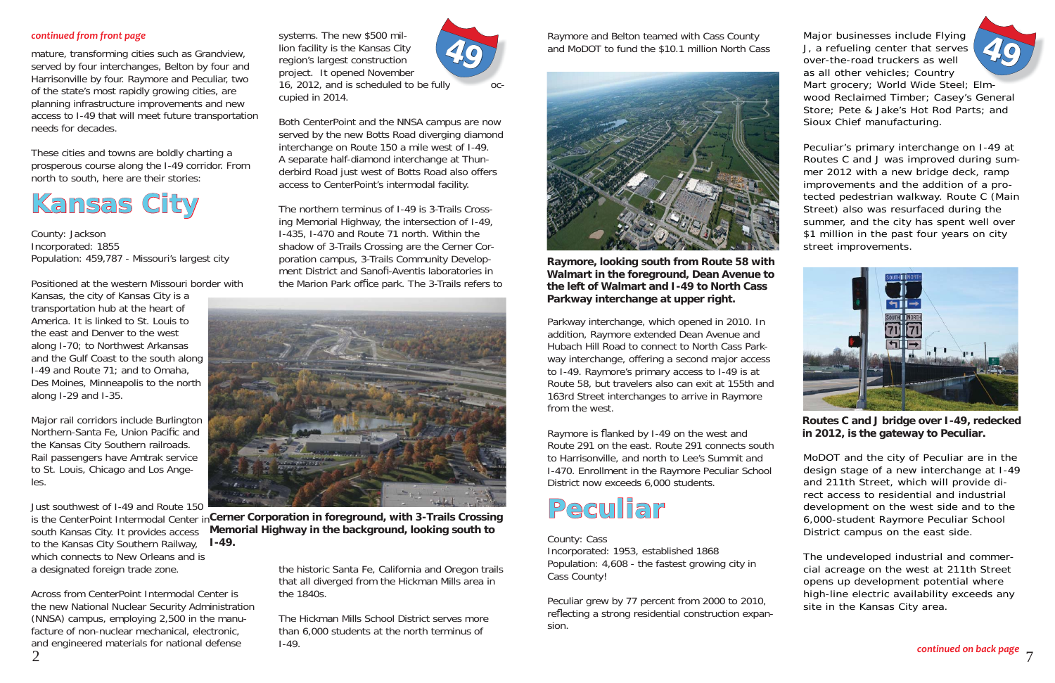*continued from front page*

mature, transforming cities such as Grandview, served by four interchanges, Belton by four and Harrisonville by four. Raymore and Peculiar, two of the state's most rapidly growing cities, are planning infrastructure improvements and new access to I-49 that will meet future transportation needs for decades.

These cities and towns are boldly charting a prosperous course along the I-49 corridor. From north to south, here are their stories:

# Kansas City

County: Jackson
Incorporated: 1855
Population: 459,787 - Missouri's largest city

Positioned at the western Missouri border with Kansas, the city of Kansas City is a transportation hub at the heart of America. It is linked to St. Louis to the east and Denver to the west along I-70; to Northwest Arkansas and the Gulf Coast to the south along I-49 and Route 71; and to Omaha, Des Moines, Minneapolis to the north along I-29 and I-35.

Major rail corridors include Burlington Northern-Santa Fe, Union Pacific and the Kansas City Southern railroads. Rail passengers have Amtrak service to St. Louis, Chicago and Los Angeles.

Just southwest of I-49 and Route 150 is the CenterPoint Intermodal Center in south Kansas City. It provides access to the Kansas City Southern Railway, which connects to New Orleans and is a designated foreign trade zone.

Across from CenterPoint Intermodal Center is the new National Nuclear Security Administration (NNSA) campus, employing 2,500 in the manufacture of non-nuclear mechanical, electronic, and engineered materials for national defense systems. The new $500 million facility is the Kansas City region's largest construction project. It opened November 16, 2012, and is scheduled to be fully occupied in 2014.

Both CenterPoint and the NNSA campus are now served by the new Botts Road diverging diamond interchange on Route 150 a mile west of I-49. A separate half-diamond interchange at Thunderbird Road just west of Botts Road also offers access to CenterPoint's intermodal facility.

The northern terminus of I-49 is 3-Trails Crossing Memorial Highway, the intersection of I-49, I-435, I-470 and Route 71 north. Within the shadow of 3-Trails Crossing are the Cerner Corporation campus, 3-Trails Community Development District and Sanofi-Aventis laboratories in the Marion Park office park. The 3-Trails refers to the historic Santa Fe, California and Oregon trails that all diverged from the Hickman Mills area in the 1840s.

**Cerner Corporation in foreground, with 3-Trails Crossing Memorial Highway in the background, looking south to I-49.**

The Hickman Mills School District serves more than 6,000 students at the north terminus of I-49.

Raymore and Belton teamed with Cass County and MoDOT to fund the $10.1 million North Cass Parkway interchange, which opened in 2010. In addition, Raymore extended Dean Avenue and Hubach Hill Road to connect to North Cass Parkway interchange, offering a second major access to I-49. Raymore's primary access to I-49 is at Route 58, but travelers also can exit at 155th and 163rd Street interchanges to arrive in Raymore from the west.

**Raymore, looking south from Route 58 with Walmart in the foreground, Dean Avenue to the left of Walmart and I-49 to North Cass Parkway interchange at upper right.**

Raymore is flanked by I-49 on the west and Route 291 on the east. Route 291 connects south to Harrisonville, and north to Lee's Summit and I-470. Enrollment in the Raymore Peculiar School District now exceeds 6,000 students.

# Peculiar

County: Cass
Incorporated: 1953, established 1868
Population: 4,608 - the fastest growing city in Cass County!

Peculiar grew by 77 percent from 2000 to 2010, reflecting a strong residential construction expansion.

Major businesses include Flying J, a refueling center that serves over-the-road truckers as well as all other vehicles; Country Mart grocery; World Wide Steel; Elmwood Reclaimed Timber; Casey's General Store; Pete & Jake's Hot Rod Parts; and Sioux Chief manufacturing.

Peculiar's primary interchange on I-49 at Routes C and J was improved during summer 2012 with a new bridge deck, ramp improvements and the addition of a protected pedestrian walkway. Route C (Main Street) also was resurfaced during the summer, and the city has spent well over $1 million in the past four years on city street improvements.

**Routes C and J bridge over I-49, redecked in 2012, is the gateway to Peculiar.**

MoDOT and the city of Peculiar are in the design stage of a new interchange at I-49 and 211th Street, which will provide direct access to residential and industrial development on the west side and to the 6,000-student Raymore Peculiar School District campus on the east side.

The undeveloped industrial and commercial acreage on the west at 211th Street opens up development potential where high-line electric availability exceeds any site in the Kansas City area.

*continued on back page*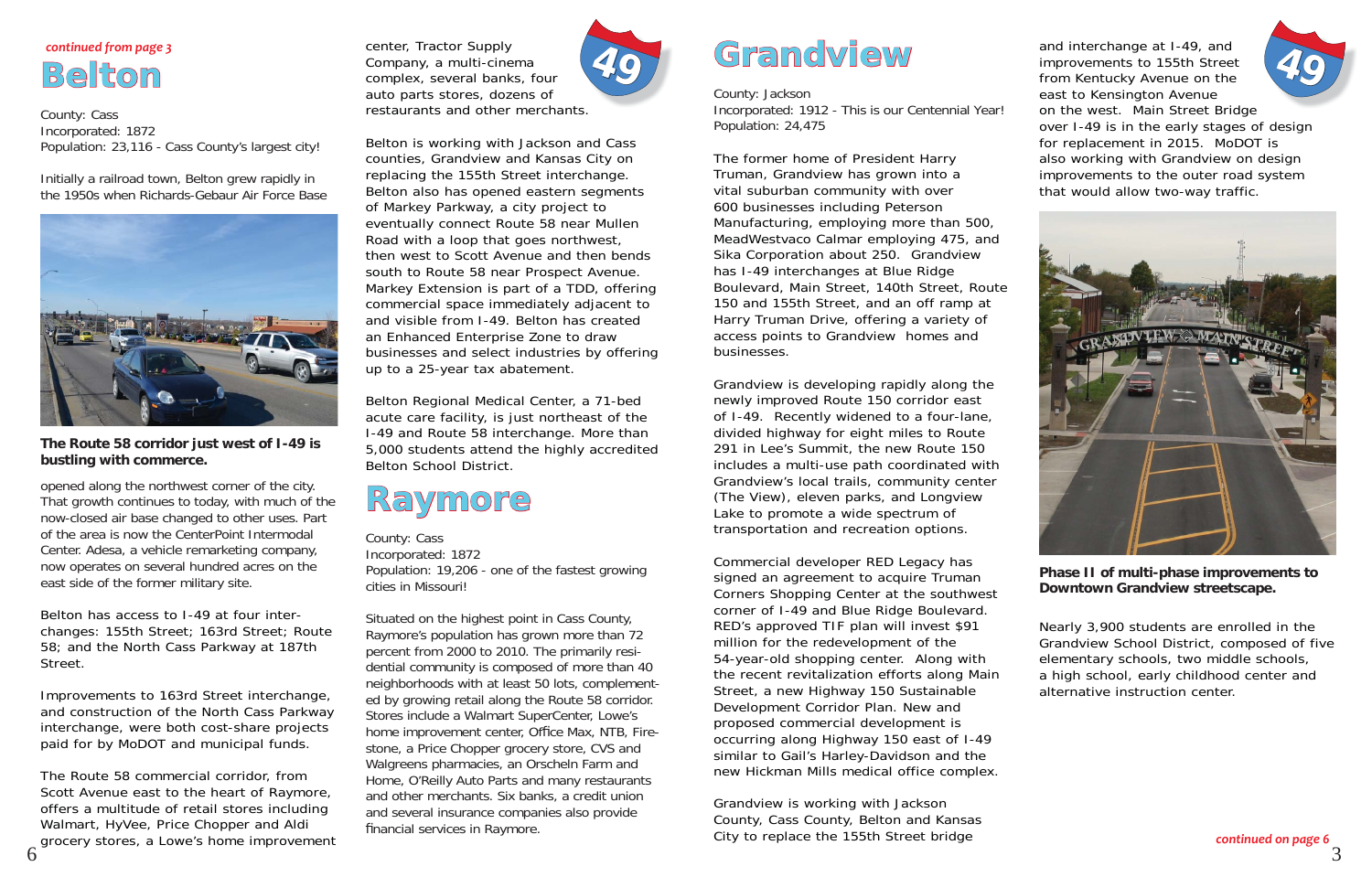*continued from page 3*

# Belton

County: Cass
Incorporated: 1872
Population: 23,116 - Cass County's largest city!

Initially a railroad town, Belton grew rapidly in the 1950s when Richards-Gebaur Air Force Base opened along the northwest corner of the city. That growth continues to today, with much of the now-closed air base changed to other uses. Part of the area is now the CenterPoint Intermodal Center. Adesa, a vehicle remarketing company, now operates on several hundred acres on the east side of the former military site.

**The Route 58 corridor just west of I-49 is bustling with commerce.**

Belton has access to I-49 at four interchanges: 155th Street; 163rd Street; Route 58; and the North Cass Parkway at 187th Street.

Improvements to 163rd Street interchange, and construction of the North Cass Parkway interchange, were both cost-share projects paid for by MoDOT and municipal funds.

The Route 58 commercial corridor, from Scott Avenue east to the heart of Raymore, offers a multitude of retail stores including Walmart, HyVee, Price Chopper and Aldi grocery stores, a Lowe's home improvement center, Tractor Supply Company, a multi-cinema complex, several banks, four auto parts stores, dozens of restaurants and other merchants.

Belton is working with Jackson and Cass counties, Grandview and Kansas City on replacing the 155th Street interchange. Belton also has opened eastern segments of Markey Parkway, a city project to eventually connect Route 58 near Mullen Road with a loop that goes northwest, then west to Scott Avenue and then bends south to Route 58 near Prospect Avenue. Markey Extension is part of a TDD, offering commercial space immediately adjacent to and visible from I-49. Belton has created an Enhanced Enterprise Zone to draw businesses and select industries by offering up to a 25-year tax abatement.

Belton Regional Medical Center, a 71-bed acute care facility, is just northeast of the I-49 and Route 58 interchange. More than 5,000 students attend the highly accredited Belton School District.

# Raymore

County: Cass
Incorporated: 1872
Population: 19,206 - one of the fastest growing cities in Missouri!

Situated on the highest point in Cass County, Raymore's population has grown more than 72 percent from 2000 to 2010. The primarily residential community is composed of more than 40 neighborhoods with at least 50 lots, complemented by growing retail along the Route 58 corridor. Stores include a Walmart SuperCenter, Lowe's home improvement center, Office Max, NTB, Firestone, a Price Chopper grocery store, CVS and Walgreens pharmacies, an Orscheln Farm and Home, O'Reilly Auto Parts and many restaurants and other merchants. Six banks, a credit union and several insurance companies also provide financial services in Raymore.

# Grandview

County: Jackson
Incorporated: 1912 - This is our Centennial Year!
Population: 24,475

The former home of President Harry Truman, Grandview has grown into a vital suburban community with over 600 businesses including Peterson Manufacturing, employing more than 500, MeadWestvaco Calmar employing 475, and Sika Corporation about 250. Grandview has I-49 interchanges at Blue Ridge Boulevard, Main Street, 140th Street, Route 150 and 155th Street, and an off ramp at Harry Truman Drive, offering a variety of access points to Grandview homes and businesses.

Grandview is developing rapidly along the newly improved Route 150 corridor east of I-49. Recently widened to a four-lane, divided highway for eight miles to Route 291 in Lee's Summit, the new Route 150 includes a multi-use path coordinated with Grandview's local trails, community center (The View), eleven parks, and Longview Lake to promote a wide spectrum of transportation and recreation options.

Commercial developer RED Legacy has signed an agreement to acquire Truman Corners Shopping Center at the southwest corner of I-49 and Blue Ridge Boulevard. RED's approved TIF plan will invest $91 million for the redevelopment of the 54-year-old shopping center. Along with the recent revitalization efforts along Main Street, a new Highway 150 Sustainable Development Corridor Plan. New and proposed commercial development is occurring along Highway 150 east of I-49 similar to Gail's Harley-Davidson and the new Hickman Mills medical office complex.

Grandview is working with Jackson County, Cass County, Belton and Kansas City to replace the 155th Street bridge and interchange at I-49, and improvements to 155th Street from Kentucky Avenue on the east to Kensington Avenue on the west. Main Street Bridge over I-49 is in the early stages of design for replacement in 2015. MoDOT is also working with Grandview on design improvements to the outer road system that would allow two-way traffic.

**Phase II of multi-phase improvements to Downtown Grandview streetscape.**

Nearly 3,900 students are enrolled in the Grandview School District, composed of five elementary schools, two middle schools, a high school, early childhood center and alternative instruction center.

*continued on page 6*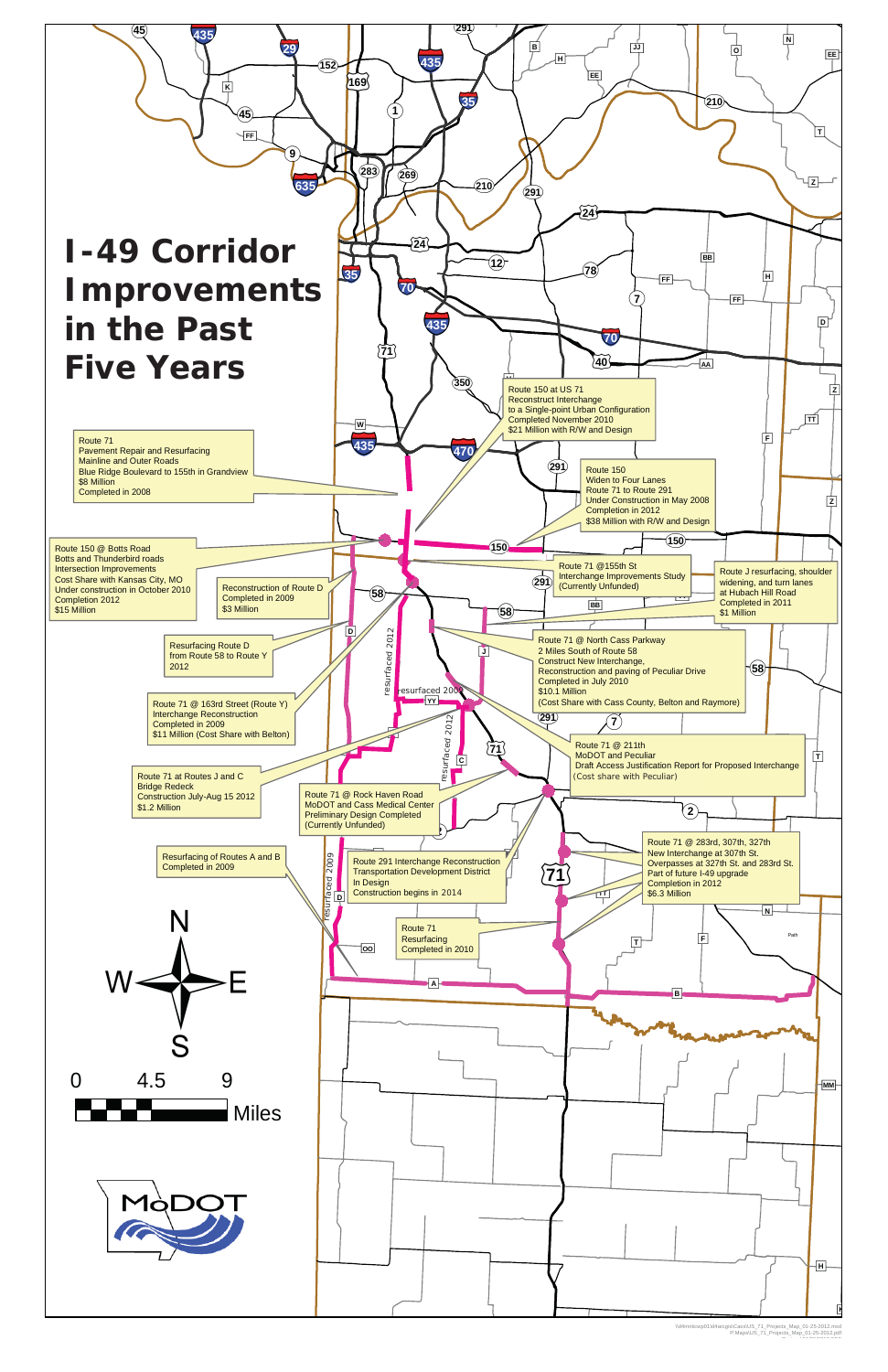# I-49 Corridor Improvements in the Past Five Years

Route 71
Pavement Repair and Resurfacing
Mainline and Outer Roads
Blue Ridge Boulevard to 155th in Grandview
$8 Million
Completed in 2008

Route 150 at US 71
Reconstruct Interchange
to a Single-point Urban Configuration
Completed November 2010
$21 Million with R/W and Design

Route 150
Widen to Four Lanes
Route 71 to Route 291
Under Construction in May 2008
Completion in 2012
$38 Million with R/W and Design

Route 150 @ Botts Road
Botts and Thunderbird roads
Intersection Improvements
Cost Share with Kansas City, MO
Under construction in October 2010
Completion 2012
$15 Million

Reconstruction of Route D
Completed in 2009
$3 Million

Route 71 @155th St
Interchange Improvements Study
(Currently Unfunded)

Route J resurfacing, shoulder widening, and turn lanes at Hubach Hill Road
Completed in 2011
$1 Million

Resurfacing Route D
from Route 58 to Route Y
2012

Route 71 @ North Cass Parkway
2 Miles South of Route 58
Construct New Interchange,
Reconstruction and paving of Peculiar Drive
Completed in July 2010
$10.1 Million
(Cost Share with Cass County, Belton and Raymore)

Route 71 @ 163rd Street (Route Y)
Interchange Reconstruction
Completed in 2009
$11 Million (Cost Share with Belton)

resurfaced 2012

resurfaced 2009

resurfaced 2012

Route 71 @ 211th
MoDOT and Peculiar
Draft Access Justification Report for Proposed Interchange
(Cost share with Peculiar)

Route 71 at Routes J and C
Bridge Redeck
Construction July-Aug 15 2012
$1.2 Million

Route 71 @ Rock Haven Road
MoDOT and Cass Medical Center
Preliminary Design Completed
(Currently Unfunded)

Route 71 @ 283rd, 307th, 327th
New Interchange at 307th St.
Overpasses at 327th St. and 283rd St.
Part of future I-49 upgrade
Completion in 2012
$6.3 Million

Resurfacing of Routes A and B
Completed in 2009

resurfaced 2009

Route 291 Interchange Reconstruction
Transportation Development District
In Design
Construction begins in 2014

Route 71
Resurfacing
Completed in 2010

N
W E
S

0 4.5 9
Miles

MoDOT